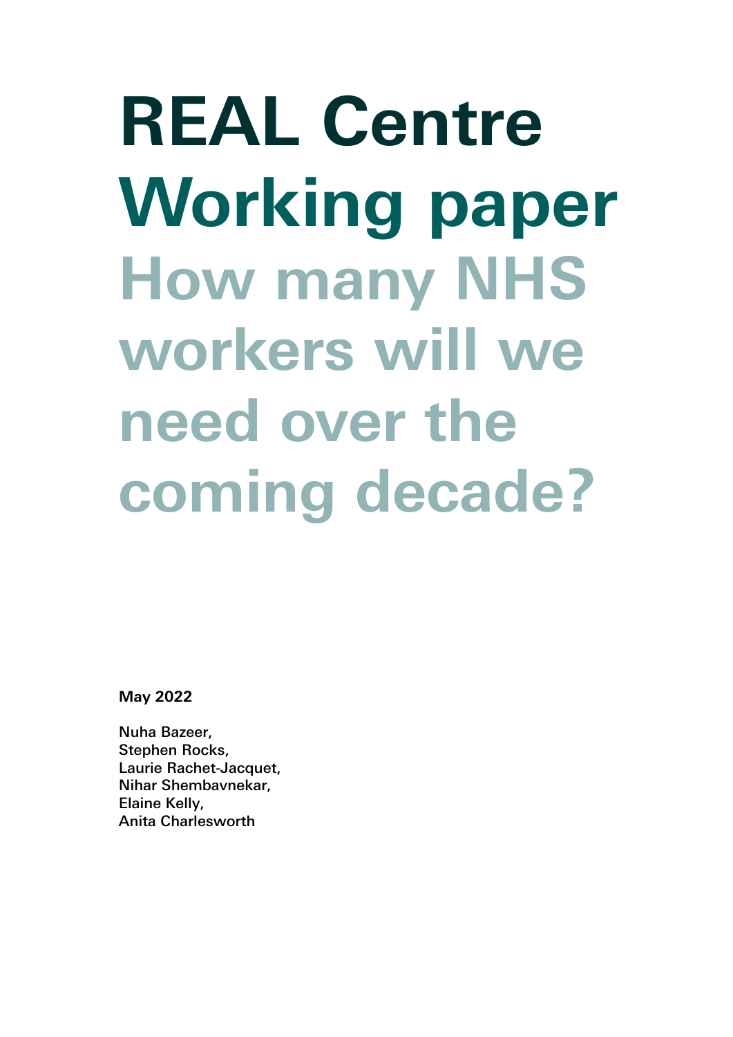# REAL Centre Working paper

# How many NHS workers will we need over the coming decade?

**May 2022**

Nuha Bazeer,
Stephen Rocks,
Laurie Rachet-Jacquet,
Nihar Shembavnekar,
Elaine Kelly,
Anita Charlesworth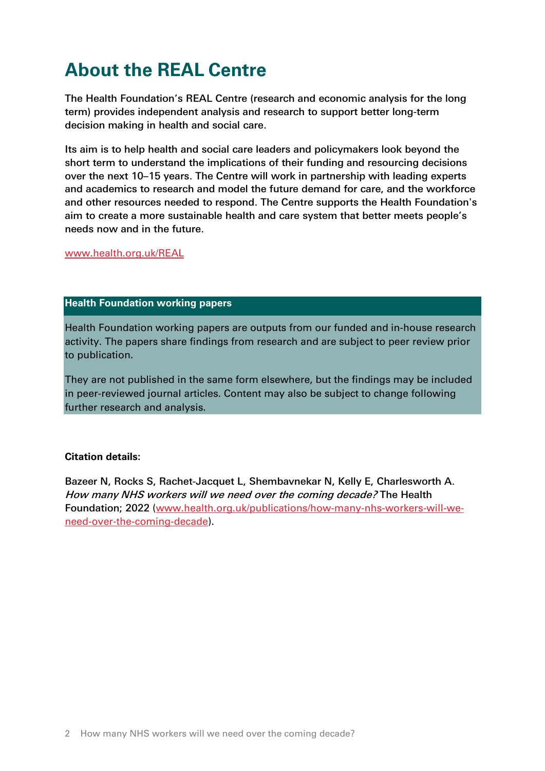# About the REAL Centre

The Health Foundation's REAL Centre (research and economic analysis for the long term) provides independent analysis and research to support better long-term decision making in health and social care.

Its aim is to help health and social care leaders and policymakers look beyond the short term to understand the implications of their funding and resourcing decisions over the next 10–15 years. The Centre will work in partnership with leading experts and academics to research and model the future demand for care, and the workforce and other resources needed to respond. The Centre supports the Health Foundation's aim to create a more sustainable health and care system that better meets people's needs now and in the future.

www.health.org.uk/REAL

**Health Foundation working papers**

Health Foundation working papers are outputs from our funded and in-house research activity. The papers share findings from research and are subject to peer review prior to publication.

They are not published in the same form elsewhere, but the findings may be included in peer-reviewed journal articles. Content may also be subject to change following further research and analysis.

**Citation details:**

Bazeer N, Rocks S, Rachet-Jacquet L, Shembavnekar N, Kelly E, Charlesworth A. *How many NHS workers will we need over the coming decade?* The Health Foundation; 2022 (www.health.org.uk/publications/how-many-nhs-workers-will-we-need-over-the-coming-decade).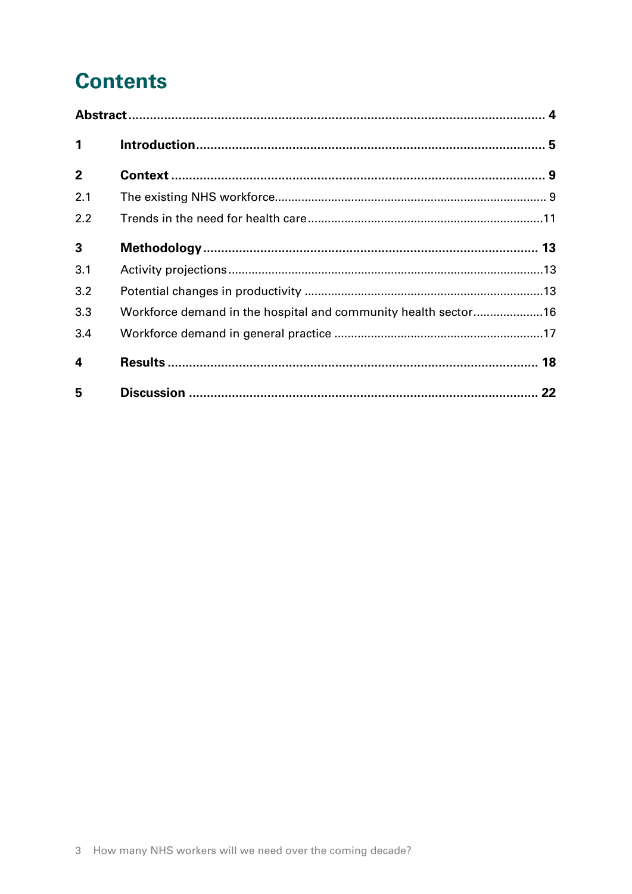# Contents

| | | |
|---|---|---|
| **Abstract** | | **4** |
| **1** | **Introduction** | **5** |
| **2** | **Context** | **9** |
| 2.1 | The existing NHS workforce | 9 |
| 2.2 | Trends in the need for health care | 11 |
| **3** | **Methodology** | **13** |
| 3.1 | Activity projections | 13 |
| 3.2 | Potential changes in productivity | 13 |
| 3.3 | Workforce demand in the hospital and community health sector | 16 |
| 3.4 | Workforce demand in general practice | 17 |
| **4** | **Results** | **18** |
| **5** | **Discussion** | **22** |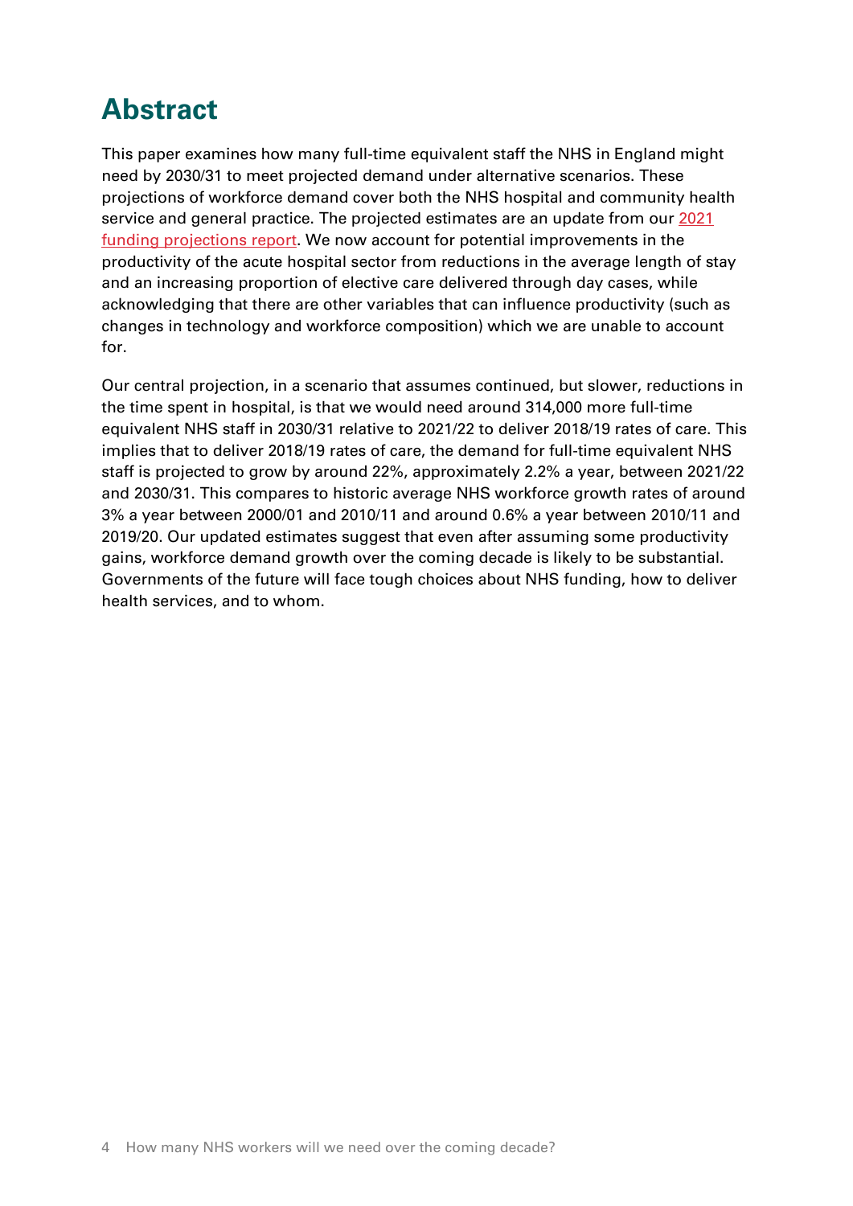# Abstract

This paper examines how many full-time equivalent staff the NHS in England might need by 2030/31 to meet projected demand under alternative scenarios. These projections of workforce demand cover both the NHS hospital and community health service and general practice. The projected estimates are an update from our 2021 funding projections report. We now account for potential improvements in the productivity of the acute hospital sector from reductions in the average length of stay and an increasing proportion of elective care delivered through day cases, while acknowledging that there are other variables that can influence productivity (such as changes in technology and workforce composition) which we are unable to account for.

Our central projection, in a scenario that assumes continued, but slower, reductions in the time spent in hospital, is that we would need around 314,000 more full-time equivalent NHS staff in 2030/31 relative to 2021/22 to deliver 2018/19 rates of care. This implies that to deliver 2018/19 rates of care, the demand for full-time equivalent NHS staff is projected to grow by around 22%, approximately 2.2% a year, between 2021/22 and 2030/31. This compares to historic average NHS workforce growth rates of around 3% a year between 2000/01 and 2010/11 and around 0.6% a year between 2010/11 and 2019/20. Our updated estimates suggest that even after assuming some productivity gains, workforce demand growth over the coming decade is likely to be substantial. Governments of the future will face tough choices about NHS funding, how to deliver health services, and to whom.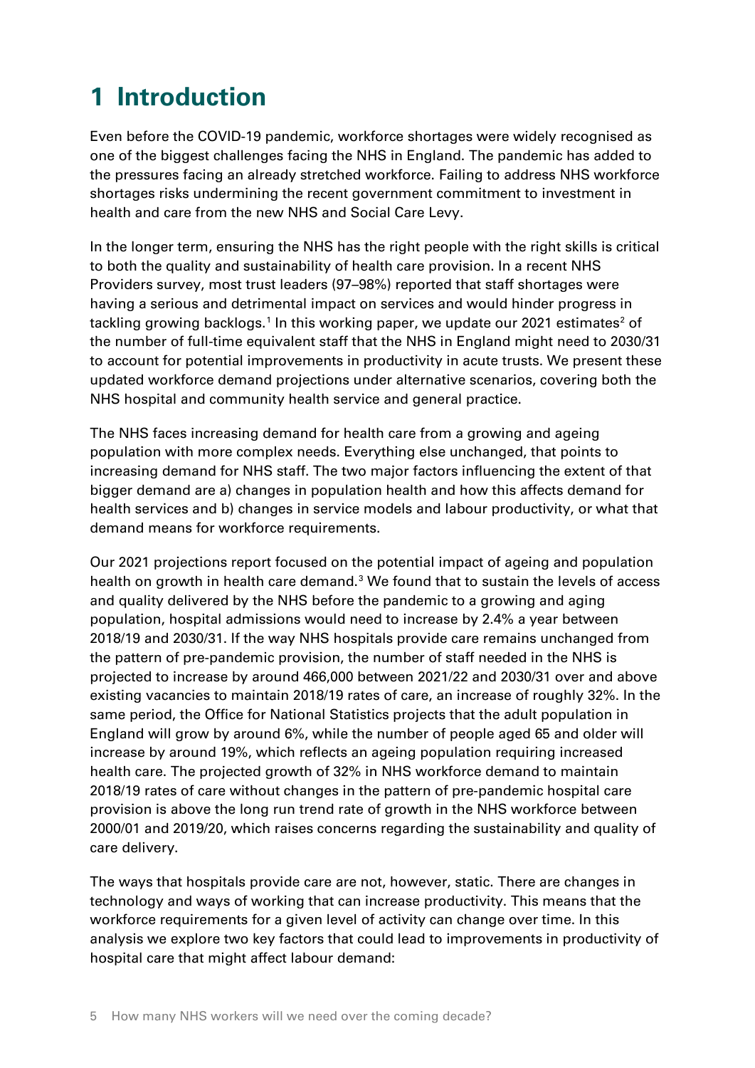# 1 Introduction

Even before the COVID-19 pandemic, workforce shortages were widely recognised as one of the biggest challenges facing the NHS in England. The pandemic has added to the pressures facing an already stretched workforce. Failing to address NHS workforce shortages risks undermining the recent government commitment to investment in health and care from the new NHS and Social Care Levy.

In the longer term, ensuring the NHS has the right people with the right skills is critical to both the quality and sustainability of health care provision. In a recent NHS Providers survey, most trust leaders (97–98%) reported that staff shortages were having a serious and detrimental impact on services and would hinder progress in tackling growing backlogs.[1] In this working paper, we update our 2021 estimates[2] of the number of full-time equivalent staff that the NHS in England might need to 2030/31 to account for potential improvements in productivity in acute trusts. We present these updated workforce demand projections under alternative scenarios, covering both the NHS hospital and community health service and general practice.

The NHS faces increasing demand for health care from a growing and ageing population with more complex needs. Everything else unchanged, that points to increasing demand for NHS staff. The two major factors influencing the extent of that bigger demand are a) changes in population health and how this affects demand for health services and b) changes in service models and labour productivity, or what that demand means for workforce requirements.

Our 2021 projections report focused on the potential impact of ageing and population health on growth in health care demand.[3] We found that to sustain the levels of access and quality delivered by the NHS before the pandemic to a growing and aging population, hospital admissions would need to increase by 2.4% a year between 2018/19 and 2030/31. If the way NHS hospitals provide care remains unchanged from the pattern of pre-pandemic provision, the number of staff needed in the NHS is projected to increase by around 466,000 between 2021/22 and 2030/31 over and above existing vacancies to maintain 2018/19 rates of care, an increase of roughly 32%. In the same period, the Office for National Statistics projects that the adult population in England will grow by around 6%, while the number of people aged 65 and older will increase by around 19%, which reflects an ageing population requiring increased health care. The projected growth of 32% in NHS workforce demand to maintain 2018/19 rates of care without changes in the pattern of pre-pandemic hospital care provision is above the long run trend rate of growth in the NHS workforce between 2000/01 and 2019/20, which raises concerns regarding the sustainability and quality of care delivery.

The ways that hospitals provide care are not, however, static. There are changes in technology and ways of working that can increase productivity. This means that the workforce requirements for a given level of activity can change over time. In this analysis we explore two key factors that could lead to improvements in productivity of hospital care that might affect labour demand: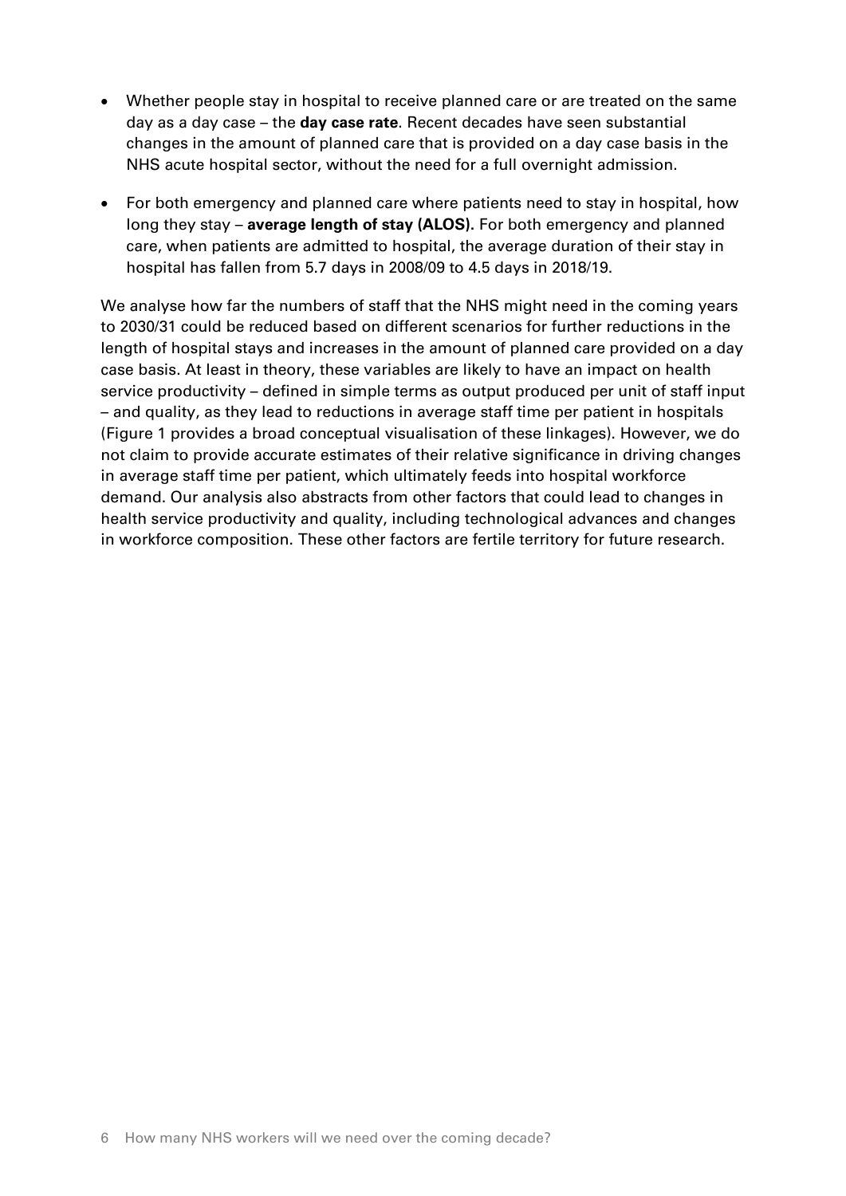- Whether people stay in hospital to receive planned care or are treated on the same day as a day case – the **day case rate**. Recent decades have seen substantial changes in the amount of planned care that is provided on a day case basis in the NHS acute hospital sector, without the need for a full overnight admission.
- For both emergency and planned care where patients need to stay in hospital, how long they stay – **average length of stay (ALOS).** For both emergency and planned care, when patients are admitted to hospital, the average duration of their stay in hospital has fallen from 5.7 days in 2008/09 to 4.5 days in 2018/19.

We analyse how far the numbers of staff that the NHS might need in the coming years to 2030/31 could be reduced based on different scenarios for further reductions in the length of hospital stays and increases in the amount of planned care provided on a day case basis. At least in theory, these variables are likely to have an impact on health service productivity – defined in simple terms as output produced per unit of staff input – and quality, as they lead to reductions in average staff time per patient in hospitals (Figure 1 provides a broad conceptual visualisation of these linkages). However, we do not claim to provide accurate estimates of their relative significance in driving changes in average staff time per patient, which ultimately feeds into hospital workforce demand. Our analysis also abstracts from other factors that could lead to changes in health service productivity and quality, including technological advances and changes in workforce composition. These other factors are fertile territory for future research.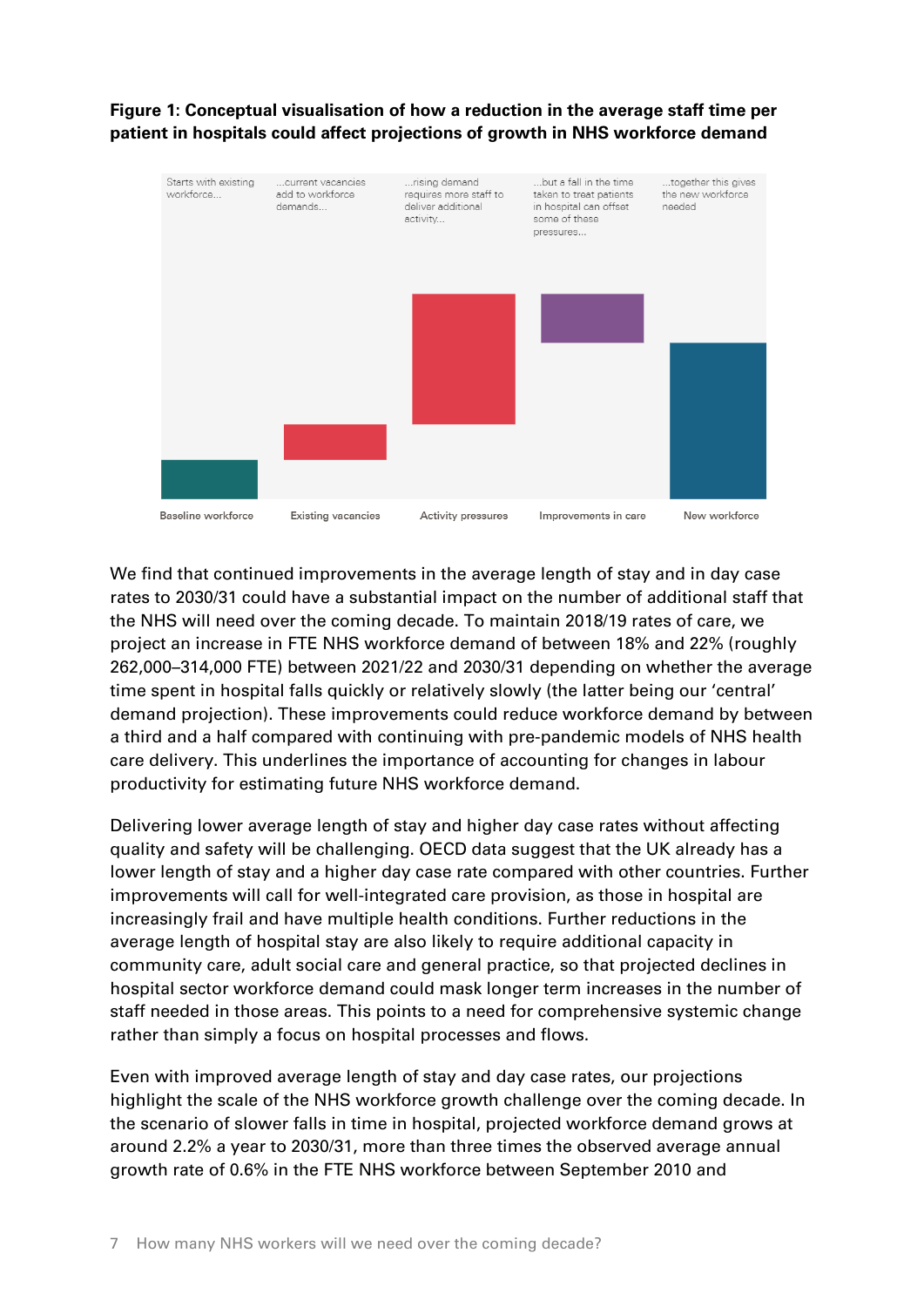**Figure 1: Conceptual visualisation of how a reduction in the average staff time per patient in hospitals could affect projections of growth in NHS workforce demand**

Starts with existing workforce... | ...current vacancies add to workforce demands... | ...rising demand requires more staff to deliver additional activity... | ...but a fall in the time taken to treat patients in hospital can offset some of these pressures... | ...together this gives the new workforce needed

Baseline workforce | Existing vacancies | Activity pressures | Improvements in care | New workforce

We find that continued improvements in the average length of stay and in day case rates to 2030/31 could have a substantial impact on the number of additional staff that the NHS will need over the coming decade. To maintain 2018/19 rates of care, we project an increase in FTE NHS workforce demand of between 18% and 22% (roughly 262,000–314,000 FTE) between 2021/22 and 2030/31 depending on whether the average time spent in hospital falls quickly or relatively slowly (the latter being our 'central' demand projection). These improvements could reduce workforce demand by between a third and a half compared with continuing with pre-pandemic models of NHS health care delivery. This underlines the importance of accounting for changes in labour productivity for estimating future NHS workforce demand.

Delivering lower average length of stay and higher day case rates without affecting quality and safety will be challenging. OECD data suggest that the UK already has a lower length of stay and a higher day case rate compared with other countries. Further improvements will call for well-integrated care provision, as those in hospital are increasingly frail and have multiple health conditions. Further reductions in the average length of hospital stay are also likely to require additional capacity in community care, adult social care and general practice, so that projected declines in hospital sector workforce demand could mask longer term increases in the number of staff needed in those areas. This points to a need for comprehensive systemic change rather than simply a focus on hospital processes and flows.

Even with improved average length of stay and day case rates, our projections highlight the scale of the NHS workforce growth challenge over the coming decade. In the scenario of slower falls in time in hospital, projected workforce demand grows at around 2.2% a year to 2030/31, more than three times the observed average annual growth rate of 0.6% in the FTE NHS workforce between September 2010 and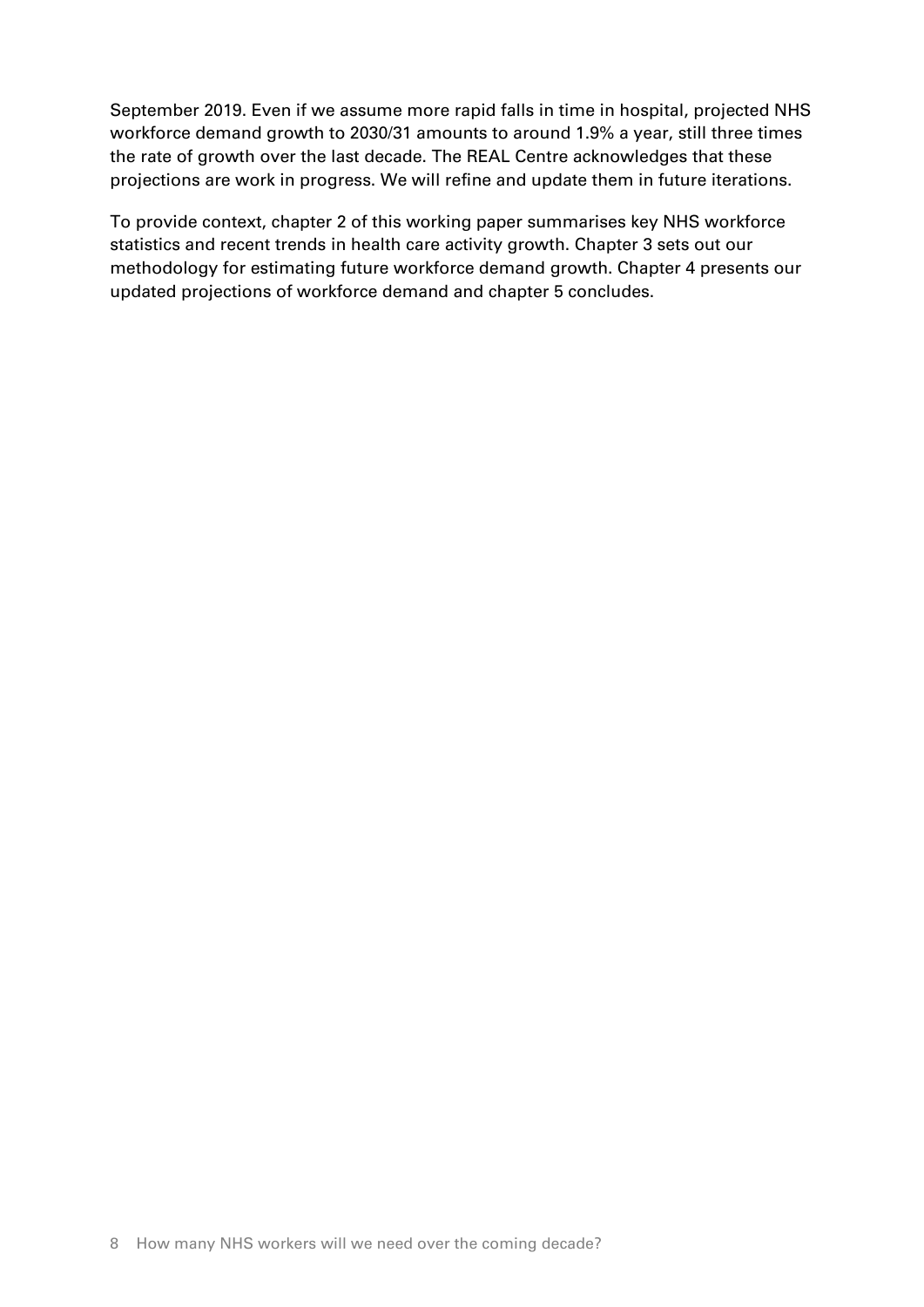September 2019. Even if we assume more rapid falls in time in hospital, projected NHS workforce demand growth to 2030/31 amounts to around 1.9% a year, still three times the rate of growth over the last decade. The REAL Centre acknowledges that these projections are work in progress. We will refine and update them in future iterations.

To provide context, chapter 2 of this working paper summarises key NHS workforce statistics and recent trends in health care activity growth. Chapter 3 sets out our methodology for estimating future workforce demand growth. Chapter 4 presents our updated projections of workforce demand and chapter 5 concludes.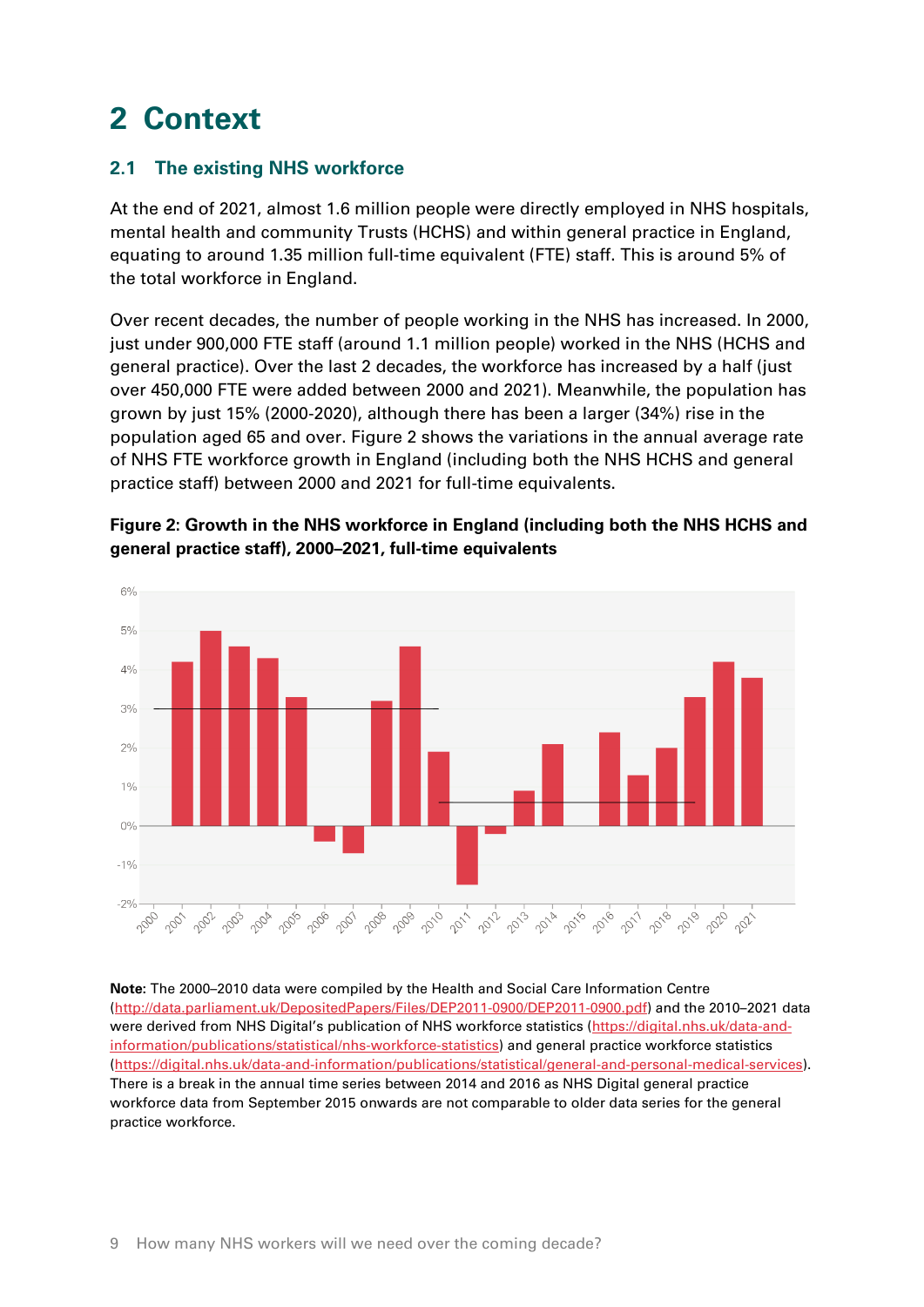# 2 Context

## 2.1 The existing NHS workforce

At the end of 2021, almost 1.6 million people were directly employed in NHS hospitals, mental health and community Trusts (HCHS) and within general practice in England, equating to around 1.35 million full-time equivalent (FTE) staff. This is around 5% of the total workforce in England.

Over recent decades, the number of people working in the NHS has increased. In 2000, just under 900,000 FTE staff (around 1.1 million people) worked in the NHS (HCHS and general practice). Over the last 2 decades, the workforce has increased by a half (just over 450,000 FTE were added between 2000 and 2021). Meanwhile, the population has grown by just 15% (2000-2020), although there has been a larger (34%) rise in the population aged 65 and over. Figure 2 shows the variations in the annual average rate of NHS FTE workforce growth in England (including both the NHS HCHS and general practice staff) between 2000 and 2021 for full-time equivalents.

**Figure 2: Growth in the NHS workforce in England (including both the NHS HCHS and general practice staff), 2000–2021, full-time equivalents**

**Note:** The 2000–2010 data were compiled by the Health and Social Care Information Centre (http://data.parliament.uk/DepositedPapers/Files/DEP2011-0900/DEP2011-0900.pdf) and the 2010–2021 data were derived from NHS Digital's publication of NHS workforce statistics (https://digital.nhs.uk/data-and-information/publications/statistical/nhs-workforce-statistics) and general practice workforce statistics (https://digital.nhs.uk/data-and-information/publications/statistical/general-and-personal-medical-services). There is a break in the annual time series between 2014 and 2016 as NHS Digital general practice workforce data from September 2015 onwards are not comparable to older data series for the general practice workforce.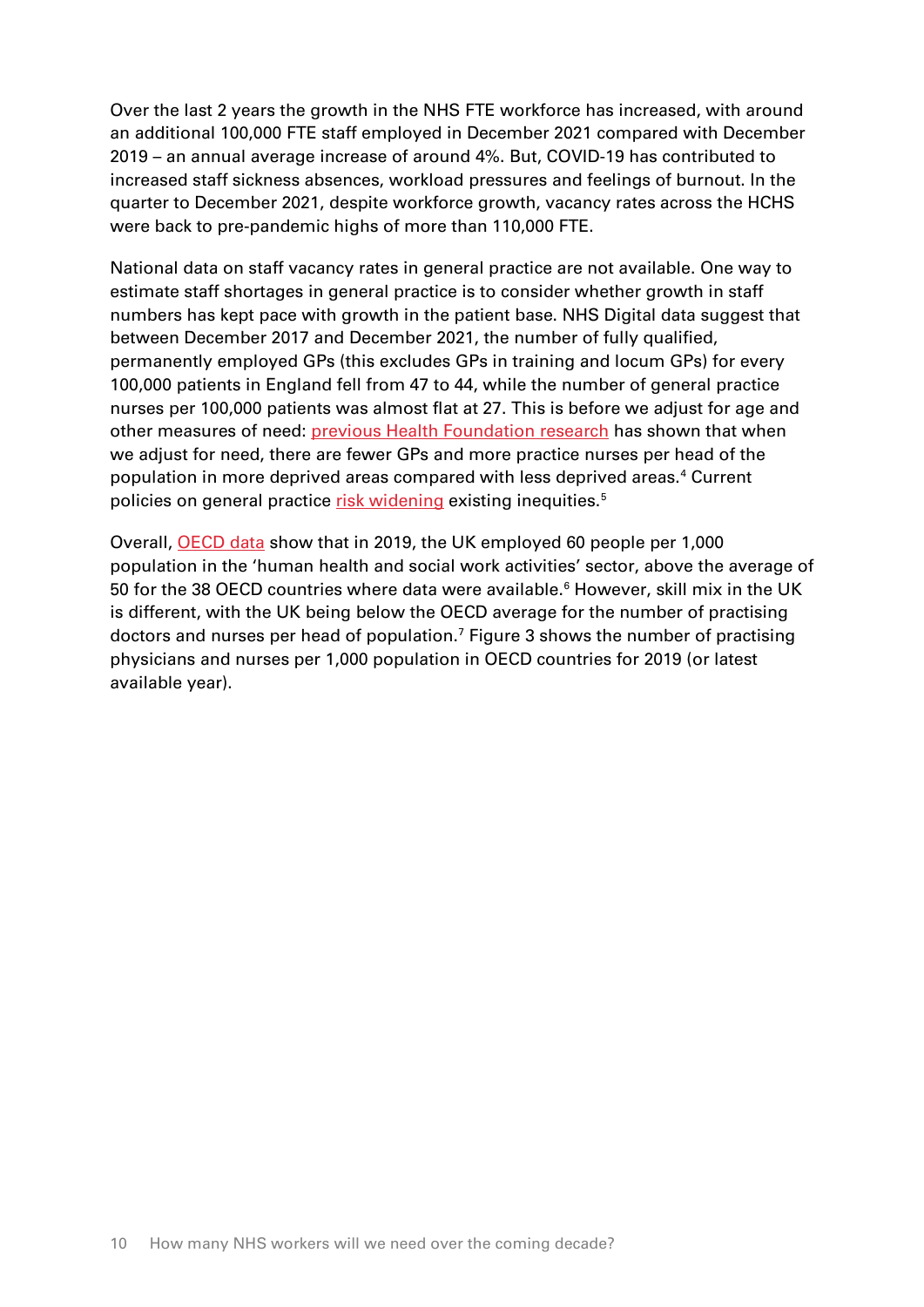Over the last 2 years the growth in the NHS FTE workforce has increased, with around an additional 100,000 FTE staff employed in December 2021 compared with December 2019 – an annual average increase of around 4%. But, COVID-19 has contributed to increased staff sickness absences, workload pressures and feelings of burnout. In the quarter to December 2021, despite workforce growth, vacancy rates across the HCHS were back to pre-pandemic highs of more than 110,000 FTE.

National data on staff vacancy rates in general practice are not available. One way to estimate staff shortages in general practice is to consider whether growth in staff numbers has kept pace with growth in the patient base. NHS Digital data suggest that between December 2017 and December 2021, the number of fully qualified, permanently employed GPs (this excludes GPs in training and locum GPs) for every 100,000 patients in England fell from 47 to 44, while the number of general practice nurses per 100,000 patients was almost flat at 27. This is before we adjust for age and other measures of need: previous Health Foundation research has shown that when we adjust for need, there are fewer GPs and more practice nurses per head of the population in more deprived areas compared with less deprived areas.[4] Current policies on general practice risk widening existing inequities.[5]

Overall, OECD data show that in 2019, the UK employed 60 people per 1,000 population in the 'human health and social work activities' sector, above the average of 50 for the 38 OECD countries where data were available.[6] However, skill mix in the UK is different, with the UK being below the OECD average for the number of practising doctors and nurses per head of population.[7] Figure 3 shows the number of practising physicians and nurses per 1,000 population in OECD countries for 2019 (or latest available year).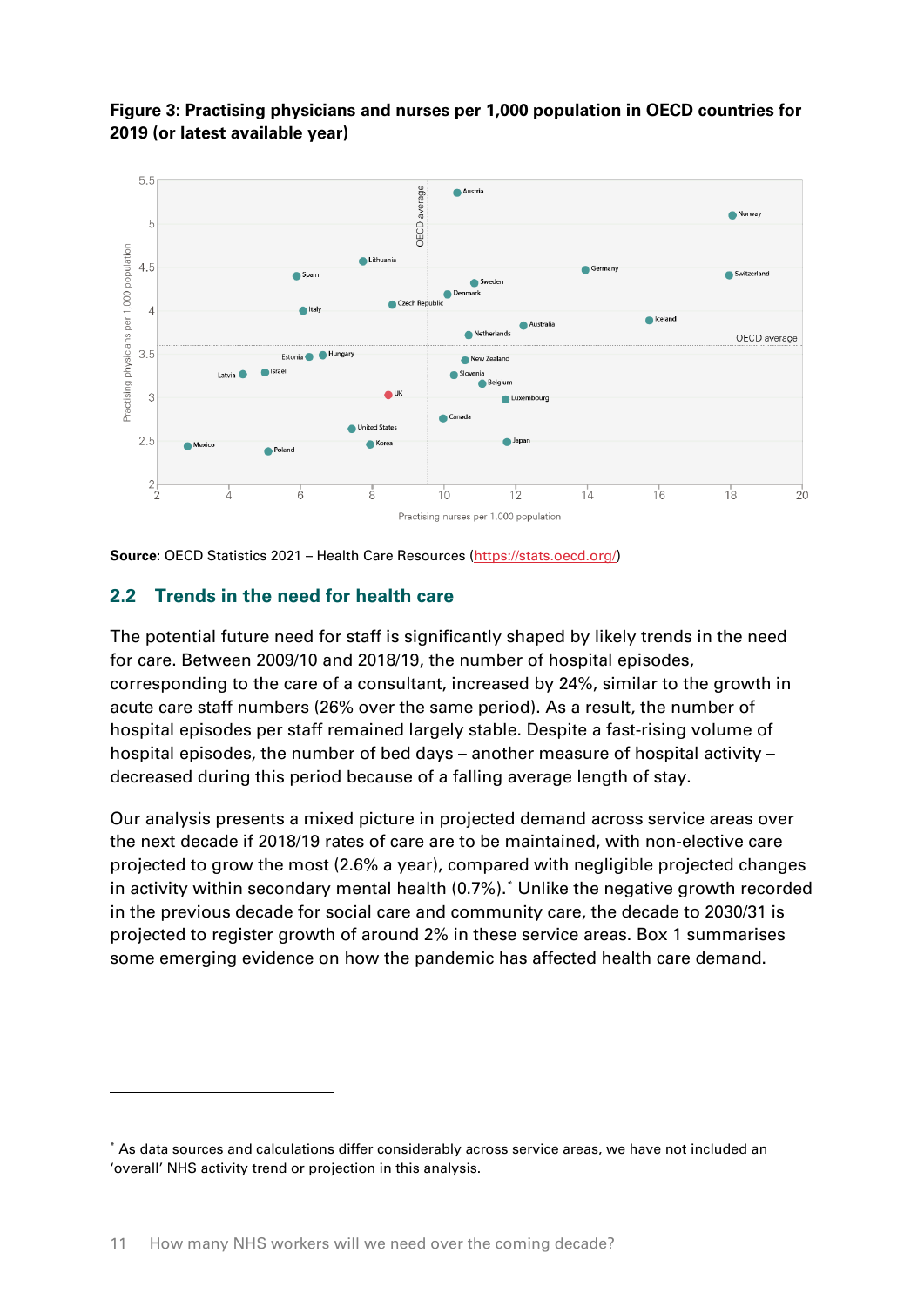**Figure 3: Practising physicians and nurses per 1,000 population in OECD countries for 2019 (or latest available year)**

**Source**: OECD Statistics 2021 – Health Care Resources (https://stats.oecd.org/)

## 2.2 Trends in the need for health care

The potential future need for staff is significantly shaped by likely trends in the need for care. Between 2009/10 and 2018/19, the number of hospital episodes, corresponding to the care of a consultant, increased by 24%, similar to the growth in acute care staff numbers (26% over the same period). As a result, the number of hospital episodes per staff remained largely stable. Despite a fast-rising volume of hospital episodes, the number of bed days – another measure of hospital activity – decreased during this period because of a falling average length of stay.

Our analysis presents a mixed picture in projected demand across service areas over the next decade if 2018/19 rates of care are to be maintained, with non-elective care projected to grow the most (2.6% a year), compared with negligible projected changes in activity within secondary mental health (0.7%).* Unlike the negative growth recorded in the previous decade for social care and community care, the decade to 2030/31 is projected to register growth of around 2% in these service areas. Box 1 summarises some emerging evidence on how the pandemic has affected health care demand.

---

* As data sources and calculations differ considerably across service areas, we have not included an 'overall' NHS activity trend or projection in this analysis.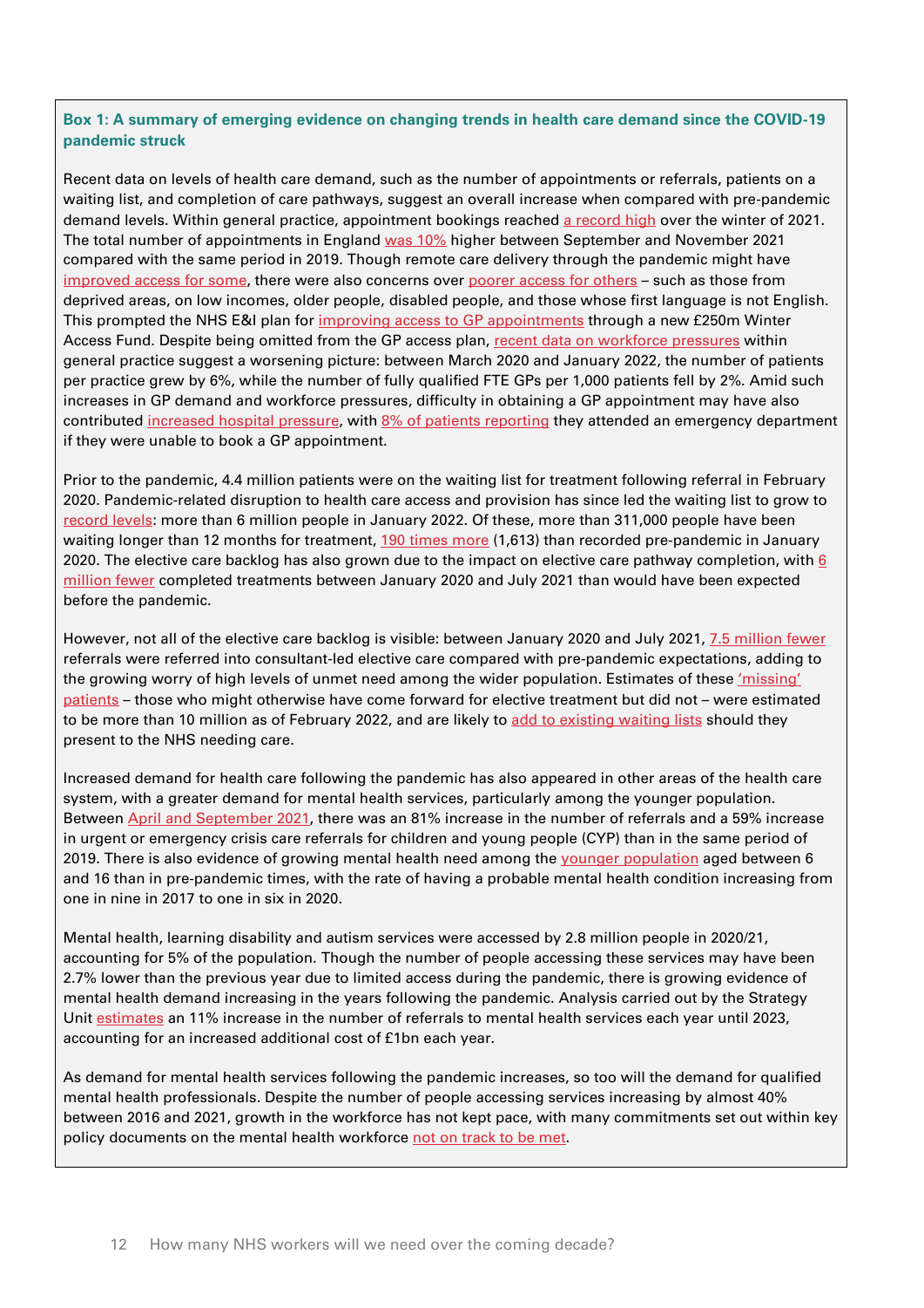**Box 1: A summary of emerging evidence on changing trends in health care demand since the COVID-19 pandemic struck**

Recent data on levels of health care demand, such as the number of appointments or referrals, patients on a waiting list, and completion of care pathways, suggest an overall increase when compared with pre-pandemic demand levels. Within general practice, appointment bookings reached a record high over the winter of 2021. The total number of appointments in England was 10% higher between September and November 2021 compared with the same period in 2019. Though remote care delivery through the pandemic might have improved access for some, there were also concerns over poorer access for others – such as those from deprived areas, on low incomes, older people, disabled people, and those whose first language is not English. This prompted the NHS E&I plan for improving access to GP appointments through a new £250m Winter Access Fund. Despite being omitted from the GP access plan, recent data on workforce pressures within general practice suggest a worsening picture: between March 2020 and January 2022, the number of patients per practice grew by 6%, while the number of fully qualified FTE GPs per 1,000 patients fell by 2%. Amid such increases in GP demand and workforce pressures, difficulty in obtaining a GP appointment may have also contributed increased hospital pressure, with 8% of patients reporting they attended an emergency department if they were unable to book a GP appointment.

Prior to the pandemic, 4.4 million patients were on the waiting list for treatment following referral in February 2020. Pandemic-related disruption to health care access and provision has since led the waiting list to grow to record levels: more than 6 million people in January 2022. Of these, more than 311,000 people have been waiting longer than 12 months for treatment, 190 times more (1,613) than recorded pre-pandemic in January 2020. The elective care backlog has also grown due to the impact on elective care pathway completion, with 6 million fewer completed treatments between January 2020 and July 2021 than would have been expected before the pandemic.

However, not all of the elective care backlog is visible: between January 2020 and July 2021, 7.5 million fewer referrals were referred into consultant-led elective care compared with pre-pandemic expectations, adding to the growing worry of high levels of unmet need among the wider population. Estimates of these 'missing' patients – those who might otherwise have come forward for elective treatment but did not – were estimated to be more than 10 million as of February 2022, and are likely to add to existing waiting lists should they present to the NHS needing care.

Increased demand for health care following the pandemic has also appeared in other areas of the health care system, with a greater demand for mental health services, particularly among the younger population. Between April and September 2021, there was an 81% increase in the number of referrals and a 59% increase in urgent or emergency crisis care referrals for children and young people (CYP) than in the same period of 2019. There is also evidence of growing mental health need among the younger population aged between 6 and 16 than in pre-pandemic times, with the rate of having a probable mental health condition increasing from one in nine in 2017 to one in six in 2020.

Mental health, learning disability and autism services were accessed by 2.8 million people in 2020/21, accounting for 5% of the population. Though the number of people accessing these services may have been 2.7% lower than the previous year due to limited access during the pandemic, there is growing evidence of mental health demand increasing in the years following the pandemic. Analysis carried out by the Strategy Unit estimates an 11% increase in the number of referrals to mental health services each year until 2023, accounting for an increased additional cost of £1bn each year.

As demand for mental health services following the pandemic increases, so too will the demand for qualified mental health professionals. Despite the number of people accessing services increasing by almost 40% between 2016 and 2021, growth in the workforce has not kept pace, with many commitments set out within key policy documents on the mental health workforce not on track to be met.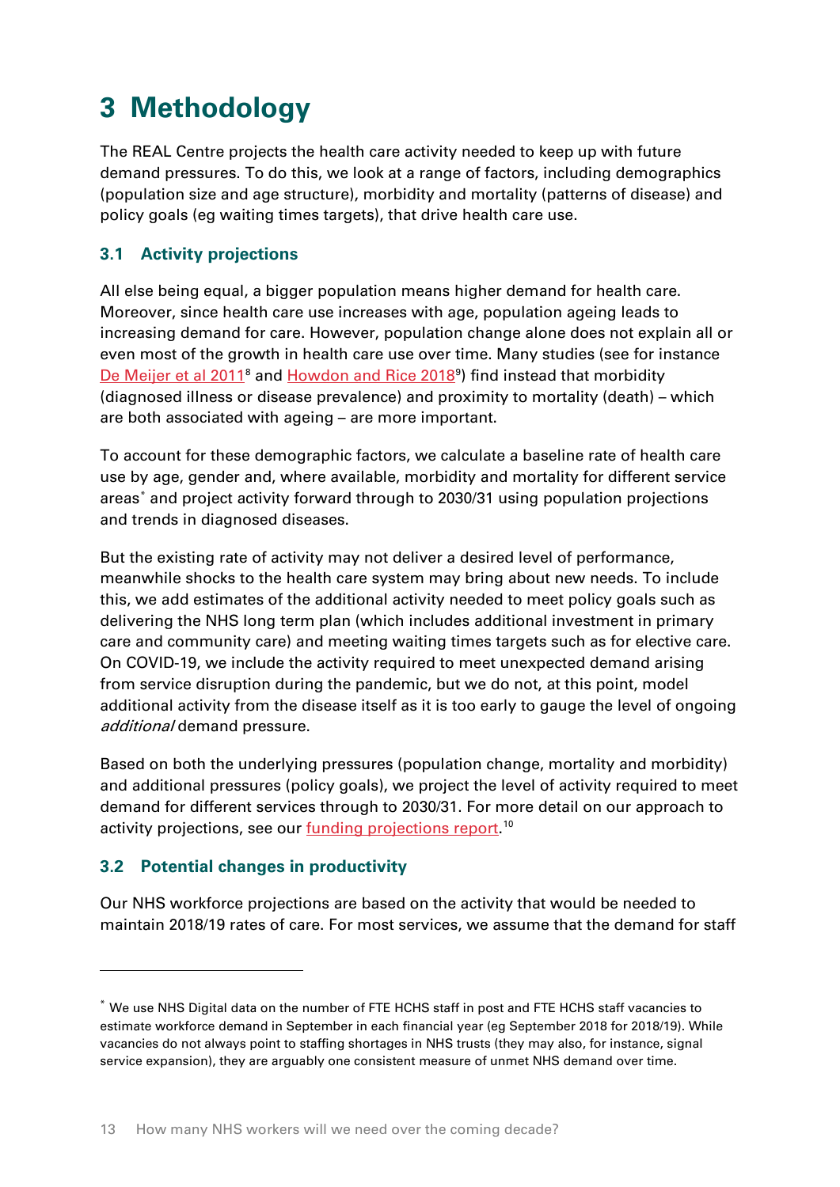# 3 Methodology

The REAL Centre projects the health care activity needed to keep up with future demand pressures. To do this, we look at a range of factors, including demographics (population size and age structure), morbidity and mortality (patterns of disease) and policy goals (eg waiting times targets), that drive health care use.

## 3.1 Activity projections

All else being equal, a bigger population means higher demand for health care. Moreover, since health care use increases with age, population ageing leads to increasing demand for care. However, population change alone does not explain all or even most of the growth in health care use over time. Many studies (see for instance De Meijer et al 2011[8] and Howdon and Rice 2018[9]) find instead that morbidity (diagnosed illness or disease prevalence) and proximity to mortality (death) – which are both associated with ageing – are more important.

To account for these demographic factors, we calculate a baseline rate of health care use by age, gender and, where available, morbidity and mortality for different service areas[*] and project activity forward through to 2030/31 using population projections and trends in diagnosed diseases.

But the existing rate of activity may not deliver a desired level of performance, meanwhile shocks to the health care system may bring about new needs. To include this, we add estimates of the additional activity needed to meet policy goals such as delivering the NHS long term plan (which includes additional investment in primary care and community care) and meeting waiting times targets such as for elective care. On COVID-19, we include the activity required to meet unexpected demand arising from service disruption during the pandemic, but we do not, at this point, model additional activity from the disease itself as it is too early to gauge the level of ongoing *additional* demand pressure.

Based on both the underlying pressures (population change, mortality and morbidity) and additional pressures (policy goals), we project the level of activity required to meet demand for different services through to 2030/31. For more detail on our approach to activity projections, see our funding projections report.[10]

## 3.2 Potential changes in productivity

Our NHS workforce projections are based on the activity that would be needed to maintain 2018/19 rates of care. For most services, we assume that the demand for staff

---

[*] We use NHS Digital data on the number of FTE HCHS staff in post and FTE HCHS staff vacancies to estimate workforce demand in September in each financial year (eg September 2018 for 2018/19). While vacancies do not always point to staffing shortages in NHS trusts (they may also, for instance, signal service expansion), they are arguably one consistent measure of unmet NHS demand over time.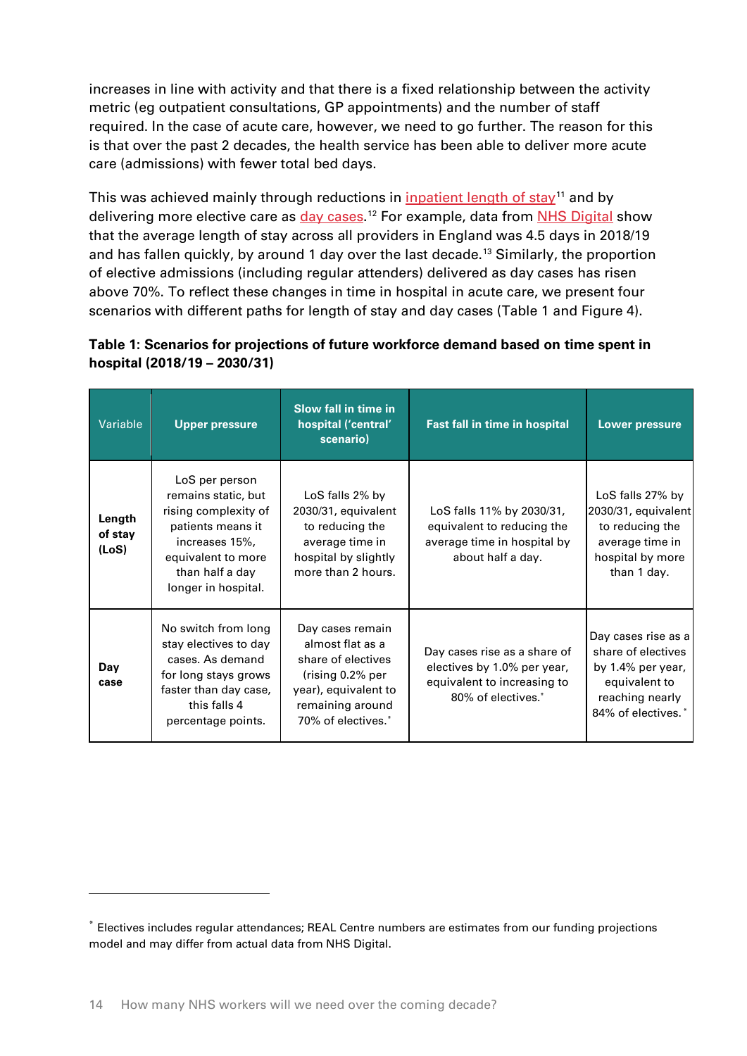increases in line with activity and that there is a fixed relationship between the activity metric (eg outpatient consultations, GP appointments) and the number of staff required. In the case of acute care, however, we need to go further. The reason for this is that over the past 2 decades, the health service has been able to deliver more acute care (admissions) with fewer total bed days.

This was achieved mainly through reductions in inpatient length of stay[11] and by delivering more elective care as day cases.[12] For example, data from NHS Digital show that the average length of stay across all providers in England was 4.5 days in 2018/19 and has fallen quickly, by around 1 day over the last decade.[13] Similarly, the proportion of elective admissions (including regular attenders) delivered as day cases has risen above 70%. To reflect these changes in time in hospital in acute care, we present four scenarios with different paths for length of stay and day cases (Table 1 and Figure 4).

**Table 1: Scenarios for projections of future workforce demand based on time spent in hospital (2018/19 – 2030/31)**

| Variable | Upper pressure | Slow fall in time in hospital ('central' scenario) | Fast fall in time in hospital | Lower pressure |
|---|---|---|---|---|
| **Length of stay (LoS)** | LoS per person remains static, but rising complexity of patients means it increases 15%, equivalent to more than half a day longer in hospital. | LoS falls 2% by 2030/31, equivalent to reducing the average time in hospital by slightly more than 2 hours. | LoS falls 11% by 2030/31, equivalent to reducing the average time in hospital by about half a day. | LoS falls 27% by 2030/31, equivalent to reducing the average time in hospital by more than 1 day. |
| **Day case** | No switch from long stay electives to day cases. As demand for long stays grows faster than day case, this falls 4 percentage points. | Day cases remain almost flat as a share of electives (rising 0.2% per year), equivalent to remaining around 70% of electives.* | Day cases rise as a share of electives by 1.0% per year, equivalent to increasing to 80% of electives.* | Day cases rise as a share of electives by 1.4% per year, equivalent to reaching nearly 84% of electives.* |

* Electives includes regular attendances; REAL Centre numbers are estimates from our funding projections model and may differ from actual data from NHS Digital.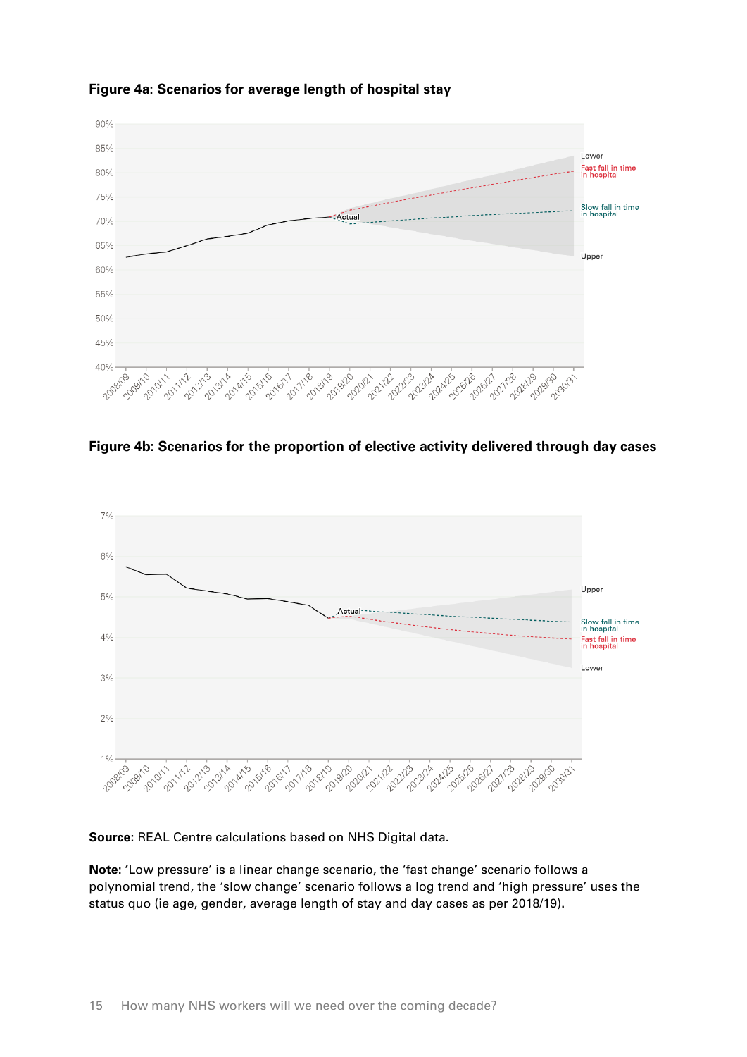**Figure 4a: Scenarios for average length of hospital stay**

**Figure 4b: Scenarios for the proportion of elective activity delivered through day cases**

**Source:** REAL Centre calculations based on NHS Digital data.

**Note:** 'Low pressure' is a linear change scenario, the 'fast change' scenario follows a polynomial trend, the 'slow change' scenario follows a log trend and 'high pressure' uses the status quo (ie age, gender, average length of stay and day cases as per 2018/19).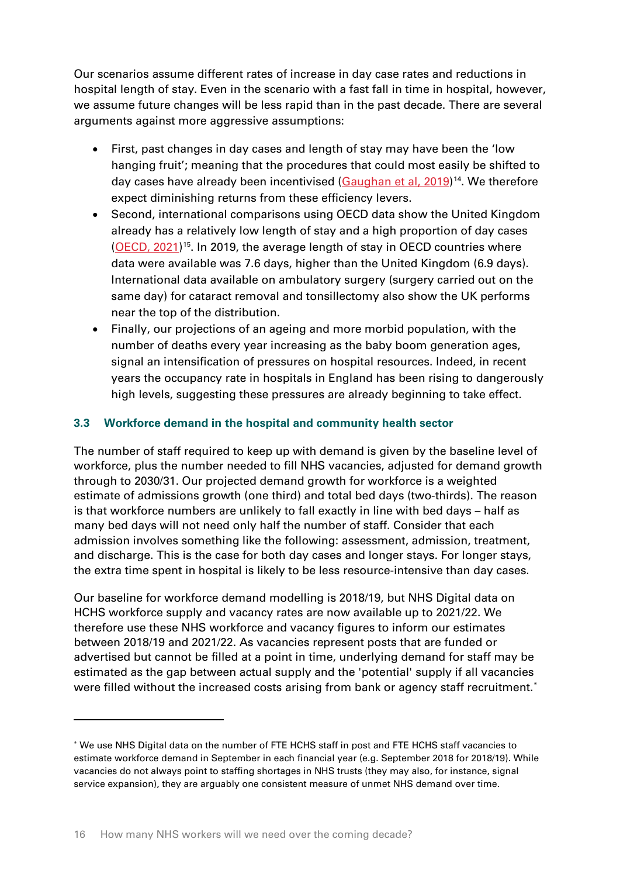Our scenarios assume different rates of increase in day case rates and reductions in hospital length of stay. Even in the scenario with a fast fall in time in hospital, however, we assume future changes will be less rapid than in the past decade. There are several arguments against more aggressive assumptions:

- First, past changes in day cases and length of stay may have been the 'low hanging fruit'; meaning that the procedures that could most easily be shifted to day cases have already been incentivised (Gaughan et al, 2019)[14]. We therefore expect diminishing returns from these efficiency levers.
- Second, international comparisons using OECD data show the United Kingdom already has a relatively low length of stay and a high proportion of day cases (OECD, 2021)[15]. In 2019, the average length of stay in OECD countries where data were available was 7.6 days, higher than the United Kingdom (6.9 days). International data available on ambulatory surgery (surgery carried out on the same day) for cataract removal and tonsillectomy also show the UK performs near the top of the distribution.
- Finally, our projections of an ageing and more morbid population, with the number of deaths every year increasing as the baby boom generation ages, signal an intensification of pressures on hospital resources. Indeed, in recent years the occupancy rate in hospitals in England has been rising to dangerously high levels, suggesting these pressures are already beginning to take effect.

### 3.3 Workforce demand in the hospital and community health sector

The number of staff required to keep up with demand is given by the baseline level of workforce, plus the number needed to fill NHS vacancies, adjusted for demand growth through to 2030/31. Our projected demand growth for workforce is a weighted estimate of admissions growth (one third) and total bed days (two-thirds). The reason is that workforce numbers are unlikely to fall exactly in line with bed days – half as many bed days will not need only half the number of staff. Consider that each admission involves something like the following: assessment, admission, treatment, and discharge. This is the case for both day cases and longer stays. For longer stays, the extra time spent in hospital is likely to be less resource-intensive than day cases.

Our baseline for workforce demand modelling is 2018/19, but NHS Digital data on HCHS workforce supply and vacancy rates are now available up to 2021/22. We therefore use these NHS workforce and vacancy figures to inform our estimates between 2018/19 and 2021/22. As vacancies represent posts that are funded or advertised but cannot be filled at a point in time, underlying demand for staff may be estimated as the gap between actual supply and the 'potential' supply if all vacancies were filled without the increased costs arising from bank or agency staff recruitment.*

---

* We use NHS Digital data on the number of FTE HCHS staff in post and FTE HCHS staff vacancies to estimate workforce demand in September in each financial year (e.g. September 2018 for 2018/19). While vacancies do not always point to staffing shortages in NHS trusts (they may also, for instance, signal service expansion), they are arguably one consistent measure of unmet NHS demand over time.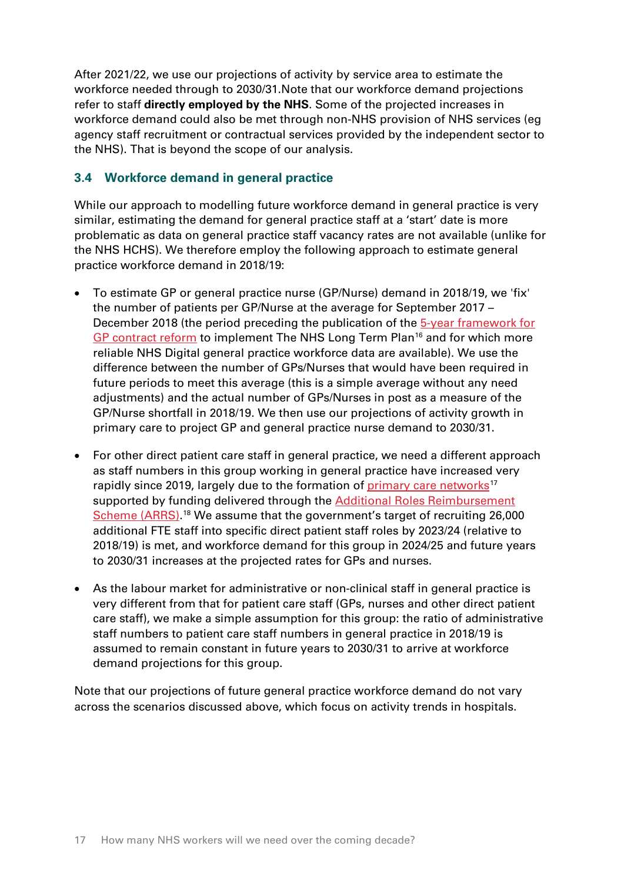After 2021/22, we use our projections of activity by service area to estimate the workforce needed through to 2030/31.Note that our workforce demand projections refer to staff **directly employed by the NHS**. Some of the projected increases in workforce demand could also be met through non-NHS provision of NHS services (eg agency staff recruitment or contractual services provided by the independent sector to the NHS). That is beyond the scope of our analysis.

### 3.4 Workforce demand in general practice

While our approach to modelling future workforce demand in general practice is very similar, estimating the demand for general practice staff at a 'start' date is more problematic as data on general practice staff vacancy rates are not available (unlike for the NHS HCHS). We therefore employ the following approach to estimate general practice workforce demand in 2018/19:

- To estimate GP or general practice nurse (GP/Nurse) demand in 2018/19, we 'fix' the number of patients per GP/Nurse at the average for September 2017 – December 2018 (the period preceding the publication of the 5-year framework for GP contract reform to implement The NHS Long Term Plan[16] and for which more reliable NHS Digital general practice workforce data are available). We use the difference between the number of GPs/Nurses that would have been required in future periods to meet this average (this is a simple average without any need adjustments) and the actual number of GPs/Nurses in post as a measure of the GP/Nurse shortfall in 2018/19. We then use our projections of activity growth in primary care to project GP and general practice nurse demand to 2030/31.
- For other direct patient care staff in general practice, we need a different approach as staff numbers in this group working in general practice have increased very rapidly since 2019, largely due to the formation of primary care networks[17] supported by funding delivered through the Additional Roles Reimbursement Scheme (ARRS).[18] We assume that the government's target of recruiting 26,000 additional FTE staff into specific direct patient staff roles by 2023/24 (relative to 2018/19) is met, and workforce demand for this group in 2024/25 and future years to 2030/31 increases at the projected rates for GPs and nurses.
- As the labour market for administrative or non-clinical staff in general practice is very different from that for patient care staff (GPs, nurses and other direct patient care staff), we make a simple assumption for this group: the ratio of administrative staff numbers to patient care staff numbers in general practice in 2018/19 is assumed to remain constant in future years to 2030/31 to arrive at workforce demand projections for this group.

Note that our projections of future general practice workforce demand do not vary across the scenarios discussed above, which focus on activity trends in hospitals.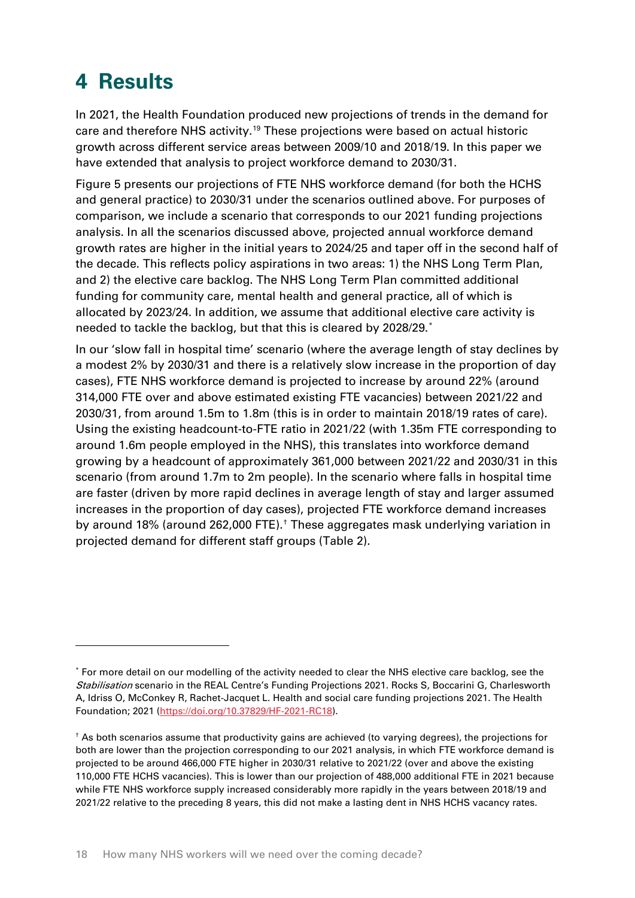# 4 Results

In 2021, the Health Foundation produced new projections of trends in the demand for care and therefore NHS activity.[19] These projections were based on actual historic growth across different service areas between 2009/10 and 2018/19. In this paper we have extended that analysis to project workforce demand to 2030/31.

Figure 5 presents our projections of FTE NHS workforce demand (for both the HCHS and general practice) to 2030/31 under the scenarios outlined above. For purposes of comparison, we include a scenario that corresponds to our 2021 funding projections analysis. In all the scenarios discussed above, projected annual workforce demand growth rates are higher in the initial years to 2024/25 and taper off in the second half of the decade. This reflects policy aspirations in two areas: 1) the NHS Long Term Plan, and 2) the elective care backlog. The NHS Long Term Plan committed additional funding for community care, mental health and general practice, all of which is allocated by 2023/24. In addition, we assume that additional elective care activity is needed to tackle the backlog, but that this is cleared by 2028/29.[*]

In our 'slow fall in hospital time' scenario (where the average length of stay declines by a modest 2% by 2030/31 and there is a relatively slow increase in the proportion of day cases), FTE NHS workforce demand is projected to increase by around 22% (around 314,000 FTE over and above estimated existing FTE vacancies) between 2021/22 and 2030/31, from around 1.5m to 1.8m (this is in order to maintain 2018/19 rates of care). Using the existing headcount-to-FTE ratio in 2021/22 (with 1.35m FTE corresponding to around 1.6m people employed in the NHS), this translates into workforce demand growing by a headcount of approximately 361,000 between 2021/22 and 2030/31 in this scenario (from around 1.7m to 2m people). In the scenario where falls in hospital time are faster (driven by more rapid declines in average length of stay and larger assumed increases in the proportion of day cases), projected FTE workforce demand increases by around 18% (around 262,000 FTE).[†] These aggregates mask underlying variation in projected demand for different staff groups (Table 2).

---

[*] For more detail on our modelling of the activity needed to clear the NHS elective care backlog, see the *Stabilisation* scenario in the REAL Centre's Funding Projections 2021. Rocks S, Boccarini G, Charlesworth A, Idriss O, McConkey R, Rachet-Jacquet L. Health and social care funding projections 2021. The Health Foundation; 2021 (https://doi.org/10.37829/HF-2021-RC18).

[†] As both scenarios assume that productivity gains are achieved (to varying degrees), the projections for both are lower than the projection corresponding to our 2021 analysis, in which FTE workforce demand is projected to be around 466,000 FTE higher in 2030/31 relative to 2021/22 (over and above the existing 110,000 FTE HCHS vacancies). This is lower than our projection of 488,000 additional FTE in 2021 because while FTE NHS workforce supply increased considerably more rapidly in the years between 2018/19 and 2021/22 relative to the preceding 8 years, this did not make a lasting dent in NHS HCHS vacancy rates.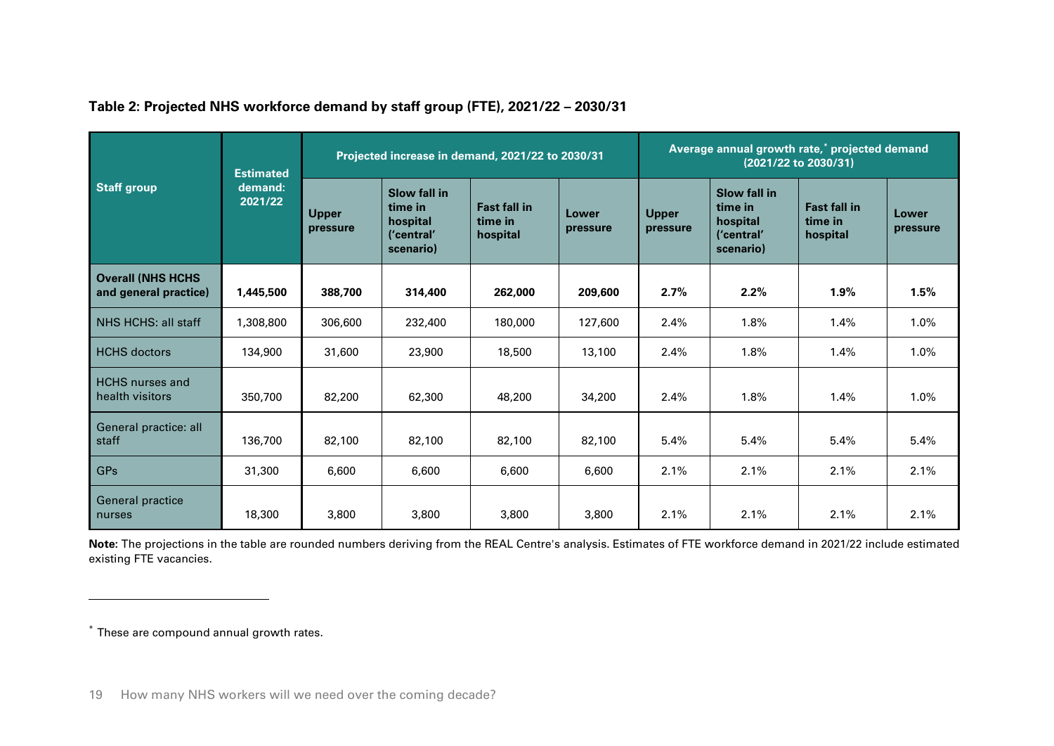**Table 2: Projected NHS workforce demand by staff group (FTE), 2021/22 – 2030/31**

| Staff group | Estimated demand: 2021/22 | Projected increase in demand, 2021/22 to 2030/31 | | | | Average annual growth rate,[*] projected demand (2021/22 to 2030/31) | | | |
|---|---|---|---|---|---|---|---|---|---|
| | | Upper pressure | Slow fall in time in hospital ('central' scenario) | Fast fall in time in hospital | Lower pressure | Upper pressure | Slow fall in time in hospital ('central' scenario) | Fast fall in time in hospital | Lower pressure |
| **Overall (NHS HCHS and general practice)** | **1,445,500** | **388,700** | **314,400** | **262,000** | **209,600** | **2.7%** | **2.2%** | **1.9%** | **1.5%** |
| NHS HCHS: all staff | 1,308,800 | 306,600 | 232,400 | 180,000 | 127,600 | 2.4% | 1.8% | 1.4% | 1.0% |
| HCHS doctors | 134,900 | 31,600 | 23,900 | 18,500 | 13,100 | 2.4% | 1.8% | 1.4% | 1.0% |
| HCHS nurses and health visitors | 350,700 | 82,200 | 62,300 | 48,200 | 34,200 | 2.4% | 1.8% | 1.4% | 1.0% |
| General practice: all staff | 136,700 | 82,100 | 82,100 | 82,100 | 82,100 | 5.4% | 5.4% | 5.4% | 5.4% |
| GPs | 31,300 | 6,600 | 6,600 | 6,600 | 6,600 | 2.1% | 2.1% | 2.1% | 2.1% |
| General practice nurses | 18,300 | 3,800 | 3,800 | 3,800 | 3,800 | 2.1% | 2.1% | 2.1% | 2.1% |

**Note**: The projections in the table are rounded numbers deriving from the REAL Centre's analysis. Estimates of FTE workforce demand in 2021/22 include estimated existing FTE vacancies.

[*] These are compound annual growth rates.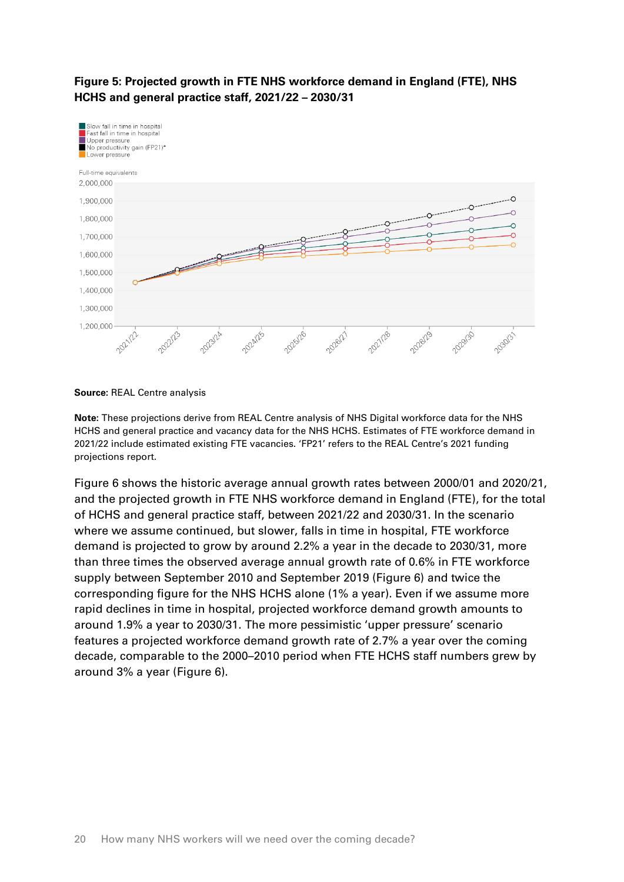**Figure 5: Projected growth in FTE NHS workforce demand in England (FTE), NHS HCHS and general practice staff, 2021/22 – 2030/31**

**Source:** REAL Centre analysis

**Note:** These projections derive from REAL Centre analysis of NHS Digital workforce data for the NHS HCHS and general practice and vacancy data for the NHS HCHS. Estimates of FTE workforce demand in 2021/22 include estimated existing FTE vacancies. 'FP21' refers to the REAL Centre's 2021 funding projections report.

Figure 6 shows the historic average annual growth rates between 2000/01 and 2020/21, and the projected growth in FTE NHS workforce demand in England (FTE), for the total of HCHS and general practice staff, between 2021/22 and 2030/31. In the scenario where we assume continued, but slower, falls in time in hospital, FTE workforce demand is projected to grow by around 2.2% a year in the decade to 2030/31, more than three times the observed average annual growth rate of 0.6% in FTE workforce supply between September 2010 and September 2019 (Figure 6) and twice the corresponding figure for the NHS HCHS alone (1% a year). Even if we assume more rapid declines in time in hospital, projected workforce demand growth amounts to around 1.9% a year to 2030/31. The more pessimistic 'upper pressure' scenario features a projected workforce demand growth rate of 2.7% a year over the coming decade, comparable to the 2000–2010 period when FTE HCHS staff numbers grew by around 3% a year (Figure 6).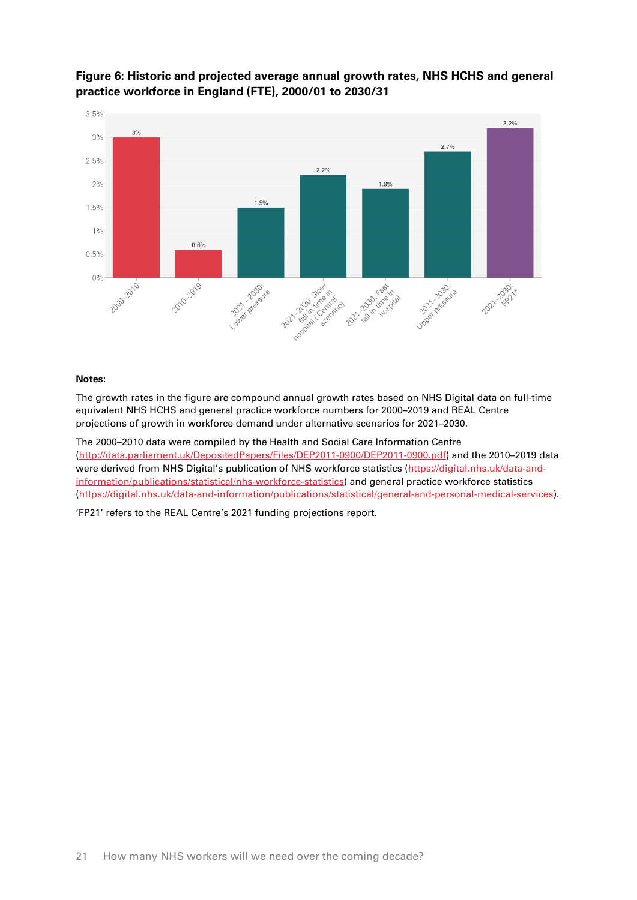**Figure 6: Historic and projected average annual growth rates, NHS HCHS and general practice workforce in England (FTE), 2000/01 to 2030/31**

| Period | Average annual growth rate |
|---|---|
| 2000–2010 | 3% |
| 2010–2019 | 0.6% |
| 2021 - 2030: Lower pressure | 1.5% |
| 2021–2030: Slow fall in time in hospital ('Central' scenario) | 2.2% |
| 2021–2030: Fast fall in time in hospital | 1.9% |
| 2021–2030: Upper pressure | 2.7% |
| 2021–2030: FP21* | 3.2% |

**Notes:**

The growth rates in the figure are compound annual growth rates based on NHS Digital data on full-time equivalent NHS HCHS and general practice workforce numbers for 2000–2019 and REAL Centre projections of growth in workforce demand under alternative scenarios for 2021–2030.

The 2000–2010 data were compiled by the Health and Social Care Information Centre (http://data.parliament.uk/DepositedPapers/Files/DEP2011-0900/DEP2011-0900.pdf) and the 2010–2019 data were derived from NHS Digital's publication of NHS workforce statistics (https://digital.nhs.uk/data-and-information/publications/statistical/nhs-workforce-statistics) and general practice workforce statistics (https://digital.nhs.uk/data-and-information/publications/statistical/general-and-personal-medical-services).

'FP21' refers to the REAL Centre's 2021 funding projections report.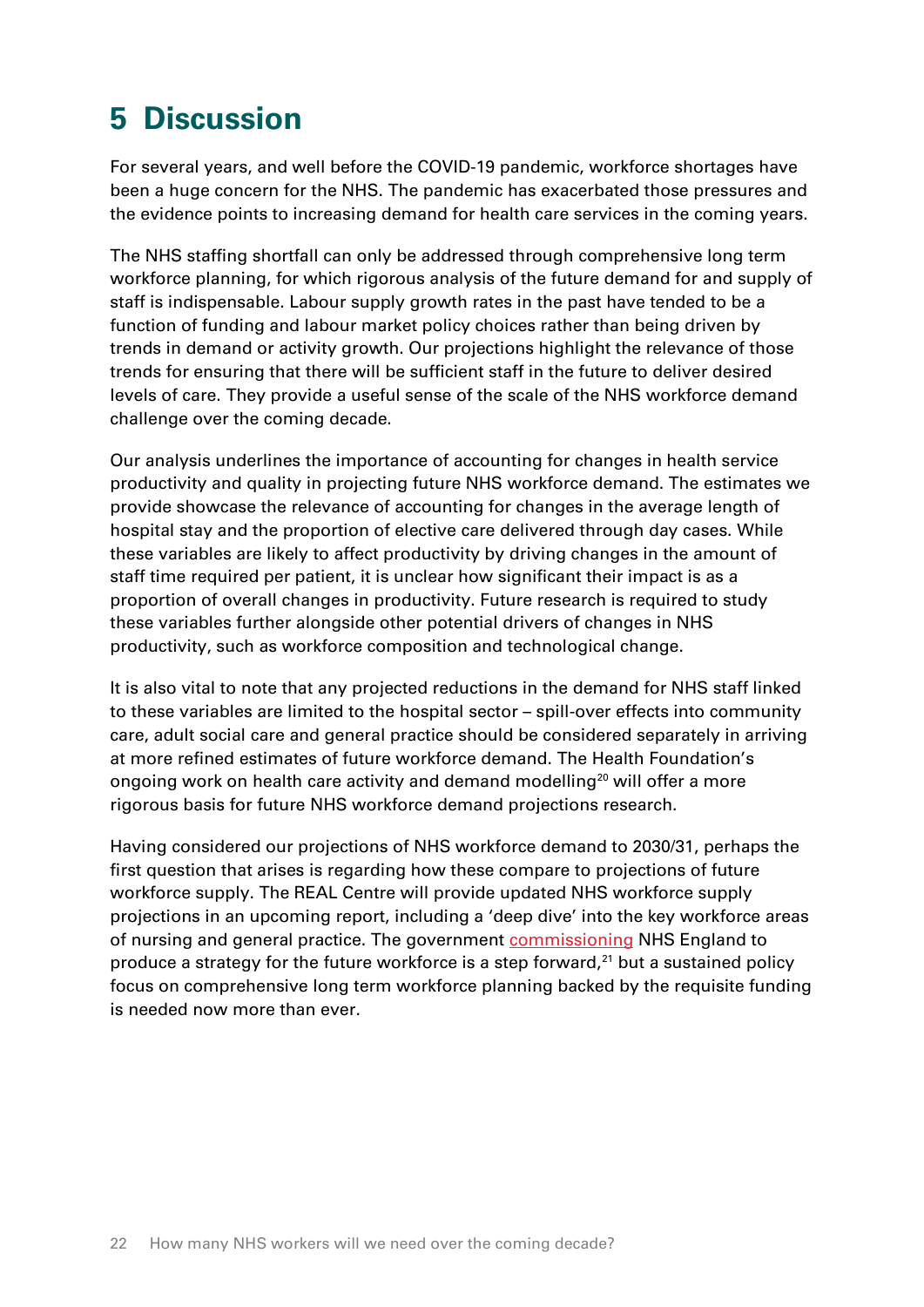# 5 Discussion

For several years, and well before the COVID-19 pandemic, workforce shortages have been a huge concern for the NHS. The pandemic has exacerbated those pressures and the evidence points to increasing demand for health care services in the coming years.

The NHS staffing shortfall can only be addressed through comprehensive long term workforce planning, for which rigorous analysis of the future demand for and supply of staff is indispensable. Labour supply growth rates in the past have tended to be a function of funding and labour market policy choices rather than being driven by trends in demand or activity growth. Our projections highlight the relevance of those trends for ensuring that there will be sufficient staff in the future to deliver desired levels of care. They provide a useful sense of the scale of the NHS workforce demand challenge over the coming decade.

Our analysis underlines the importance of accounting for changes in health service productivity and quality in projecting future NHS workforce demand. The estimates we provide showcase the relevance of accounting for changes in the average length of hospital stay and the proportion of elective care delivered through day cases. While these variables are likely to affect productivity by driving changes in the amount of staff time required per patient, it is unclear how significant their impact is as a proportion of overall changes in productivity. Future research is required to study these variables further alongside other potential drivers of changes in NHS productivity, such as workforce composition and technological change.

It is also vital to note that any projected reductions in the demand for NHS staff linked to these variables are limited to the hospital sector – spill-over effects into community care, adult social care and general practice should be considered separately in arriving at more refined estimates of future workforce demand. The Health Foundation's ongoing work on health care activity and demand modelling[20] will offer a more rigorous basis for future NHS workforce demand projections research.

Having considered our projections of NHS workforce demand to 2030/31, perhaps the first question that arises is regarding how these compare to projections of future workforce supply. The REAL Centre will provide updated NHS workforce supply projections in an upcoming report, including a 'deep dive' into the key workforce areas of nursing and general practice. The government commissioning NHS England to produce a strategy for the future workforce is a step forward,[21] but a sustained policy focus on comprehensive long term workforce planning backed by the requisite funding is needed now more than ever.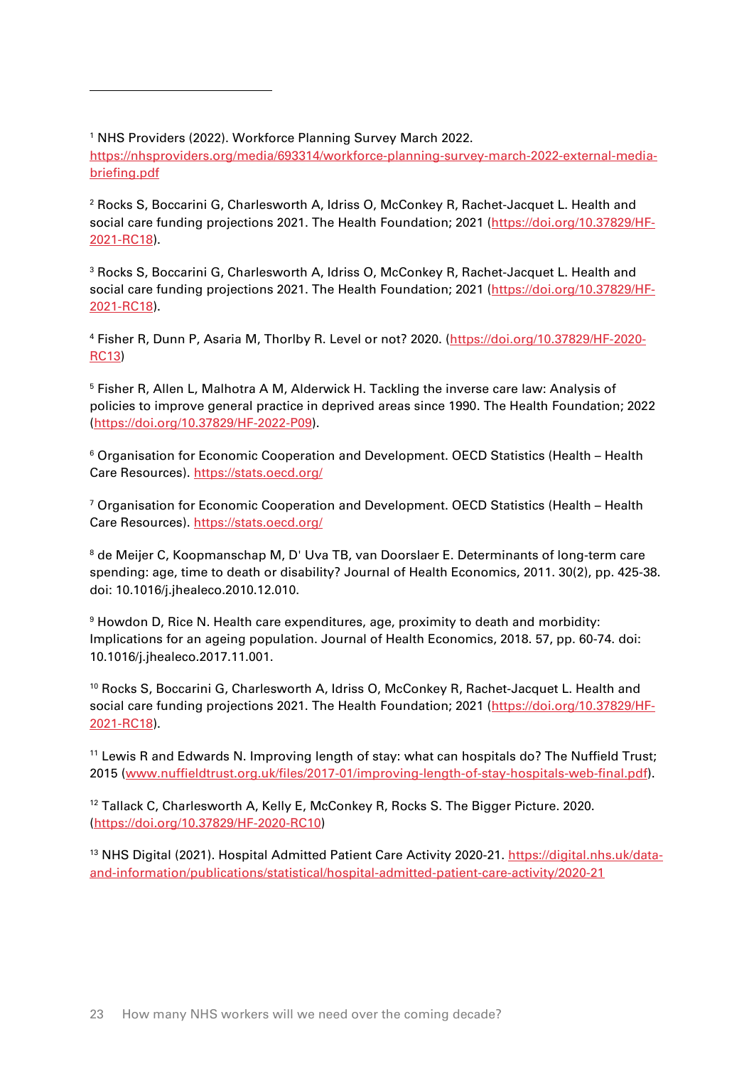[1] NHS Providers (2022). Workforce Planning Survey March 2022. https://nhsproviders.org/media/693314/workforce-planning-survey-march-2022-external-media-briefing.pdf

[2] Rocks S, Boccarini G, Charlesworth A, Idriss O, McConkey R, Rachet-Jacquet L. Health and social care funding projections 2021. The Health Foundation; 2021 (https://doi.org/10.37829/HF-2021-RC18).

[3] Rocks S, Boccarini G, Charlesworth A, Idriss O, McConkey R, Rachet-Jacquet L. Health and social care funding projections 2021. The Health Foundation; 2021 (https://doi.org/10.37829/HF-2021-RC18).

[4] Fisher R, Dunn P, Asaria M, Thorlby R. Level or not? 2020. (https://doi.org/10.37829/HF-2020-RC13)

[5] Fisher R, Allen L, Malhotra A M, Alderwick H. Tackling the inverse care law: Analysis of policies to improve general practice in deprived areas since 1990. The Health Foundation; 2022 (https://doi.org/10.37829/HF-2022-P09).

[6] Organisation for Economic Cooperation and Development. OECD Statistics (Health – Health Care Resources). https://stats.oecd.org/

[7] Organisation for Economic Cooperation and Development. OECD Statistics (Health – Health Care Resources). https://stats.oecd.org/

[8] de Meijer C, Koopmanschap M, D' Uva TB, van Doorslaer E. Determinants of long-term care spending: age, time to death or disability? Journal of Health Economics, 2011. 30(2), pp. 425-38. doi: 10.1016/j.jhealeco.2010.12.010.

[9] Howdon D, Rice N. Health care expenditures, age, proximity to death and morbidity: Implications for an ageing population. Journal of Health Economics, 2018. 57, pp. 60-74. doi: 10.1016/j.jhealeco.2017.11.001.

[10] Rocks S, Boccarini G, Charlesworth A, Idriss O, McConkey R, Rachet-Jacquet L. Health and social care funding projections 2021. The Health Foundation; 2021 (https://doi.org/10.37829/HF-2021-RC18).

[11] Lewis R and Edwards N. Improving length of stay: what can hospitals do? The Nuffield Trust; 2015 (www.nuffieldtrust.org.uk/files/2017-01/improving-length-of-stay-hospitals-web-final.pdf).

[12] Tallack C, Charlesworth A, Kelly E, McConkey R, Rocks S. The Bigger Picture. 2020. (https://doi.org/10.37829/HF-2020-RC10)

[13] NHS Digital (2021). Hospital Admitted Patient Care Activity 2020-21. https://digital.nhs.uk/data-and-information/publications/statistical/hospital-admitted-patient-care-activity/2020-21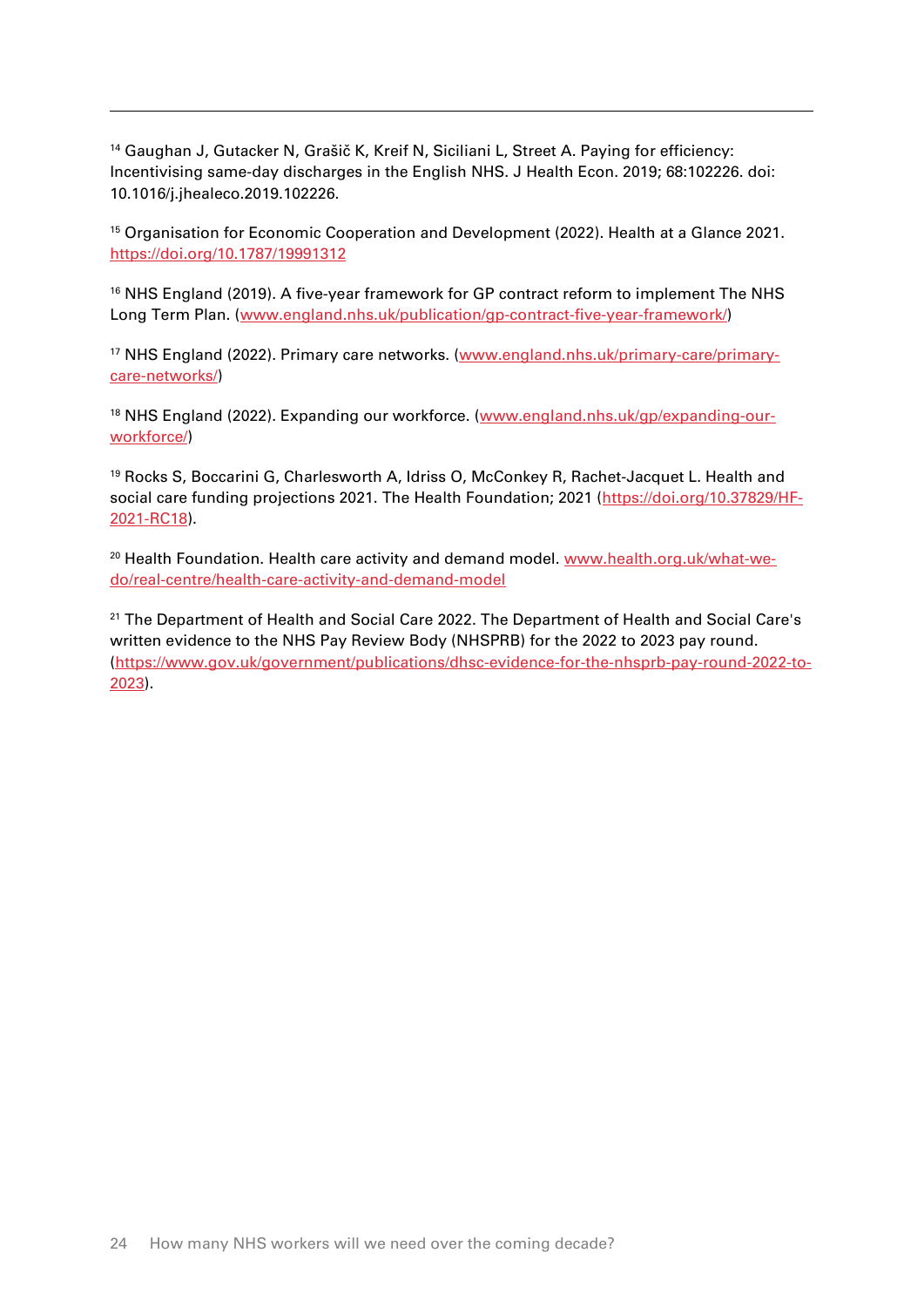[14] Gaughan J, Gutacker N, Grašič K, Kreif N, Siciliani L, Street A. Paying for efficiency: Incentivising same-day discharges in the English NHS. J Health Econ. 2019; 68:102226. doi: 10.1016/j.jhealeco.2019.102226.

[15] Organisation for Economic Cooperation and Development (2022). Health at a Glance 2021. https://doi.org/10.1787/19991312

[16] NHS England (2019). A five-year framework for GP contract reform to implement The NHS Long Term Plan. (www.england.nhs.uk/publication/gp-contract-five-year-framework/)

[17] NHS England (2022). Primary care networks. (www.england.nhs.uk/primary-care/primary-care-networks/)

[18] NHS England (2022). Expanding our workforce. (www.england.nhs.uk/gp/expanding-our-workforce/)

[19] Rocks S, Boccarini G, Charlesworth A, Idriss O, McConkey R, Rachet-Jacquet L. Health and social care funding projections 2021. The Health Foundation; 2021 (https://doi.org/10.37829/HF-2021-RC18).

[20] Health Foundation. Health care activity and demand model. www.health.org.uk/what-we-do/real-centre/health-care-activity-and-demand-model

[21] The Department of Health and Social Care 2022. The Department of Health and Social Care's written evidence to the NHS Pay Review Body (NHSPRB) for the 2022 to 2023 pay round. (https://www.gov.uk/government/publications/dhsc-evidence-for-the-nhsprb-pay-round-2022-to-2023).